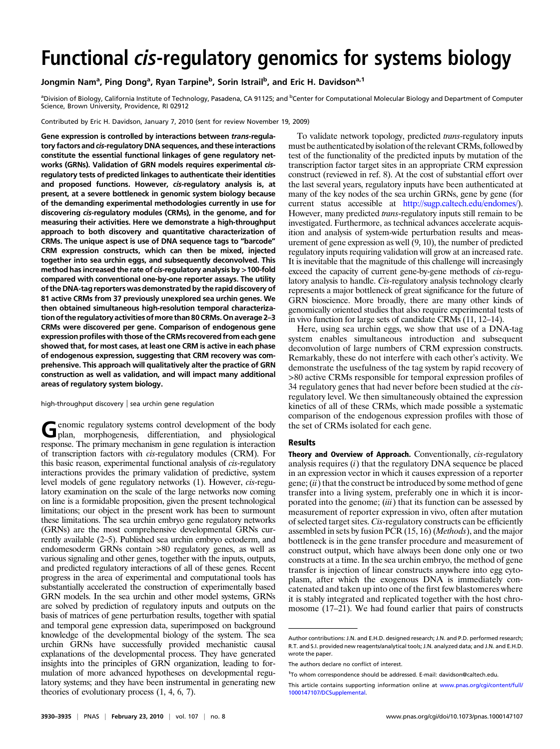# Functional *cis*-regulatory genomics for systems biology

Jongmin Nam[a], Ping Dong[a], Ryan Tarpine[b], Sorin Istrail[b], and Eric H. Davidson[a,1]

[a]Division of Biology, California Institute of Technology, Pasadena, CA 91125; and [b]Center for Computational Molecular Biology and Department of Computer Science, Brown University, Providence, RI 02912

Contributed by Eric H. Davidson, January 7, 2010 (sent for review November 19, 2009)

**Gene expression is controlled by interactions between *trans*-regulatory factors and *cis*-regulatory DNA sequences, and these interactions constitute the essential functional linkages of gene regulatory networks (GRNs). Validation of GRN models requires experimental *cis*-regulatory tests of predicted linkages to authenticate their identities and proposed functions. However, *cis*-regulatory analysis is, at present, at a severe bottleneck in genomic system biology because of the demanding experimental methodologies currently in use for discovering *cis*-regulatory modules (CRMs), in the genome, and for measuring their activities. Here we demonstrate a high-throughput approach to both discovery and quantitative characterization of CRMs. The unique aspect is use of DNA sequence tags to "barcode" CRM expression constructs, which can then be mixed, injected together into sea urchin eggs, and subsequently deconvolved. This method has increased the rate of *cis*-regulatory analysis by >100-fold compared with conventional one-by-one reporter assays. The utility of the DNA-tag reporters was demonstrated by the rapid discovery of 81 active CRMs from 37 previously unexplored sea urchin genes. We then obtained simultaneous high-resolution temporal characterization of the regulatory activities of more than 80 CRMs. On average 2–3 CRMs were discovered per gene. Comparison of endogenous gene expression profiles with those of the CRMs recovered from each gene showed that, for most cases, at least one CRM is active in each phase of endogenous expression, suggesting that CRM recovery was comprehensive. This approach will qualitatively alter the practice of GRN construction as well as validation, and will impact many additional areas of regulatory system biology.**

high-throughput discovery | sea urchin gene regulation

Genomic regulatory systems control development of the body plan, morphogenesis, differentiation, and physiological response. The primary mechanism in gene regulation is interaction of transcription factors with *cis*-regulatory modules (CRM). For this basic reason, experimental functional analysis of *cis*-regulatory interactions provides the primary validation of predictive, system level models of gene regulatory networks (1). However, *cis*-regulatory examination on the scale of the large networks now coming on line is a formidable proposition, given the present technological limitations; our object in the present work has been to surmount these limitations. The sea urchin embryo gene regulatory networks (GRNs) are the most comprehensive developmental GRNs currently available (2–5). Published sea urchin embryo ectoderm, and endomesoderm GRNs contain >80 regulatory genes, as well as various signaling and other genes, together with the inputs, outputs, and predicted regulatory interactions of all of these genes. Recent progress in the area of experimental and computational tools has substantially accelerated the construction of experimentally based GRN models. In the sea urchin and other model systems, GRNs are solved by prediction of regulatory inputs and outputs on the basis of matrices of gene perturbation results, together with spatial and temporal gene expression data, superimposed on background knowledge of the developmental biology of the system. The sea urchin GRNs have successfully provided mechanistic causal explanations of the developmental process. They have generated insights into the principles of GRN organization, leading to formulation of more advanced hypotheses on developmental regulatory systems; and they have been instrumental in generating new theories of evolutionary process (1, 4, 6, 7).

To validate network topology, predicted *trans*-regulatory inputs must be authenticated by isolation of the relevant CRMs, followed by test of the functionality of the predicted inputs by mutation of the transcription factor target sites in an appropriate CRM expression construct (reviewed in ref. 8). At the cost of substantial effort over the last several years, regulatory inputs have been authenticated at many of the key nodes of the sea urchin GRNs, gene by gene (for current status accessible at http://sugp.caltech.edu/endomes/). However, many predicted *trans*-regulatory inputs still remain to be investigated. Furthermore, as technical advances accelerate acquisition and analysis of system-wide perturbation results and measurement of gene expression as well (9, 10), the number of predicted regulatory inputs requiring validation will grow at an increased rate. It is inevitable that the magnitude of this challenge will increasingly exceed the capacity of current gene-by-gene methods of *cis*-regulatory analysis to handle. *Cis*-regulatory analysis technology clearly represents a major bottleneck of great significance for the future of GRN bioscience. More broadly, there are many other kinds of genomically oriented studies that also require experimental tests of in vivo function for large sets of candidate CRMs (11, 12–14).

Here, using sea urchin eggs, we show that use of a DNA-tag system enables simultaneous introduction and subsequent deconvolution of large numbers of CRM expression constructs. Remarkably, these do not interfere with each other's activity. We demonstrate the usefulness of the tag system by rapid recovery of >80 active CRMs responsible for temporal expression profiles of 34 regulatory genes that had never before been studied at the *cis*-regulatory level. We then simultaneously obtained the expression kinetics of all of these CRMs, which made possible a systematic comparison of the endogenous expression profiles with those of the set of CRMs isolated for each gene.

## Results

**Theory and Overview of Approach.** Conventionally, *cis*-regulatory analysis requires (*i*) that the regulatory DNA sequence be placed in an expression vector in which it causes expression of a reporter gene; (*ii*) that the construct be introduced by some method of gene transfer into a living system, preferably one in which it is incorporated into the genome; (*iii*) that its function can be assessed by measurement of reporter expression in vivo, often after mutation of selected target sites. *Cis*-regulatory constructs can be efficiently assembled in sets by fusion PCR (15, 16) (*Methods*), and the major bottleneck is in the gene transfer procedure and measurement of construct output, which have always been done only one or two constructs at a time. In the sea urchin embryo, the method of gene transfer is injection of linear constructs anywhere into egg cytoplasm, after which the exogenous DNA is immediately concatenated and taken up into one of the first few blastomeres where it is stably integrated and replicated together with the host chromosome (17–21). We had found earlier that pairs of constructs

Author contributions: J.N. and E.H.D. designed research; J.N. and P.D. performed research; R.T. and S.I. provided new reagents/analytical tools; J.N. analyzed data; and J.N. and E.H.D. wrote the paper.

The authors declare no conflict of interest.

[1]To whom correspondence should be addressed. E-mail: davidson@caltech.edu.

This article contains supporting information online at www.pnas.org/cgi/content/full/1000147107/DCSupplemental.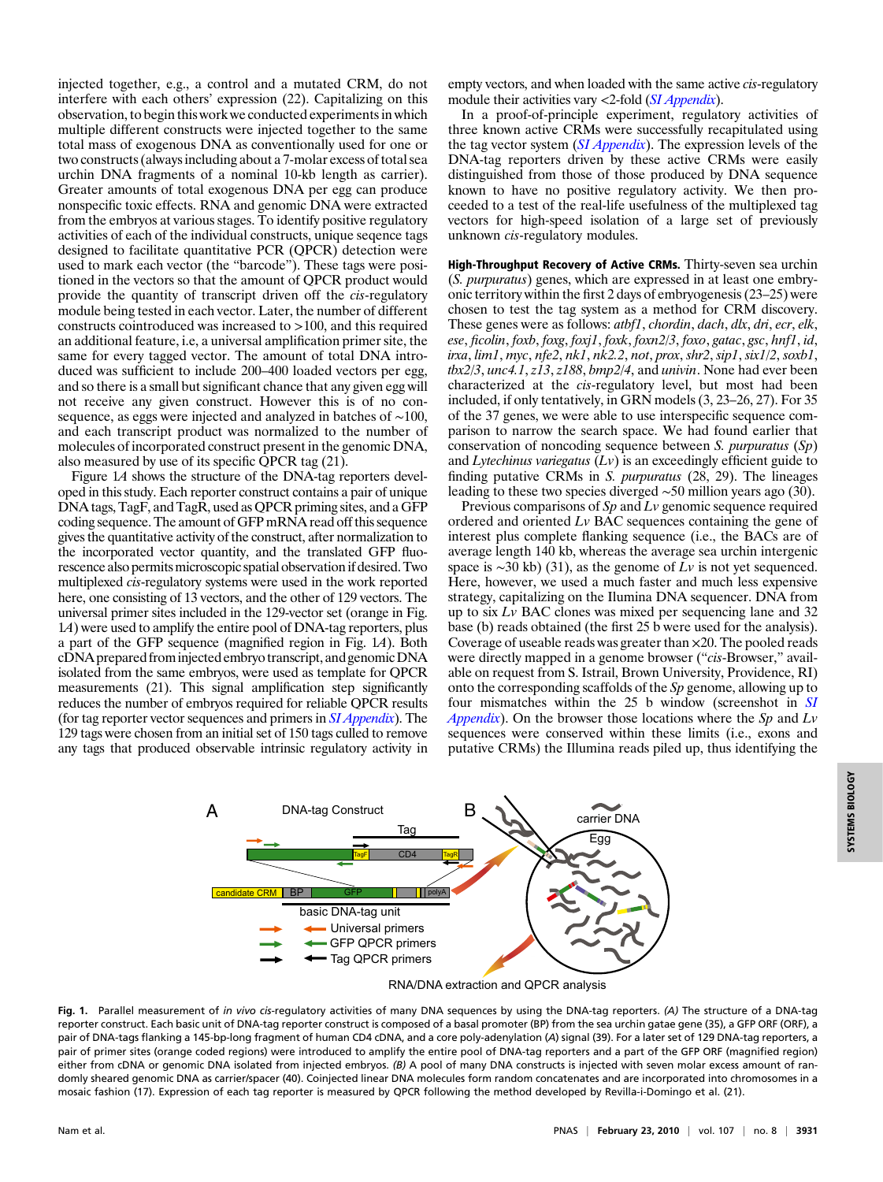injected together, e.g., a control and a mutated CRM, do not interfere with each others' expression (22). Capitalizing on this observation, to begin this work we conducted experiments in which multiple different constructs were injected together to the same total mass of exogenous DNA as conventionally used for one or two constructs (always including about a 7-molar excess of total sea urchin DNA fragments of a nominal 10-kb length as carrier). Greater amounts of total exogenous DNA per egg can produce nonspecific toxic effects. RNA and genomic DNA were extracted from the embryos at various stages. To identify positive regulatory activities of each of the individual constructs, unique seqence tags designed to facilitate quantitative PCR (QPCR) detection were used to mark each vector (the "barcode"). These tags were positioned in the vectors so that the amount of QPCR product would provide the quantity of transcript driven off the *cis*-regulatory module being tested in each vector. Later, the number of different constructs cointroduced was increased to >100, and this required an additional feature, i.e, a universal amplification primer site, the same for every tagged vector. The amount of total DNA introduced was sufficient to include 200–400 loaded vectors per egg, and so there is a small but significant chance that any given egg will not receive any given construct. However this is of no consequence, as eggs were injected and analyzed in batches of ~100, and each transcript product was normalized to the number of molecules of incorporated construct present in the genomic DNA, also measured by use of its specific QPCR tag (21).

Figure 1*A* shows the structure of the DNA-tag reporters developed in this study. Each reporter construct contains a pair of unique DNA tags, TagF, and TagR, used as QPCR priming sites, and a GFP coding sequence. The amount of GFP mRNA read off this sequence gives the quantitative activity of the construct, after normalization to the incorporated vector quantity, and the translated GFP fluorescence also permits microscopic spatial observation if desired. Two multiplexed *cis*-regulatory systems were used in the work reported here, one consisting of 13 vectors, and the other of 129 vectors. The universal primer sites included in the 129-vector set (orange in Fig. 1*A*) were used to amplify the entire pool of DNA-tag reporters, plus a part of the GFP sequence (magnified region in Fig. 1*A*). Both cDNA prepared from injected embryo transcript, and genomic DNA isolated from the same embryos, were used as template for QPCR measurements (21). This signal amplification step significantly reduces the number of embryos required for reliable QPCR results (for tag reporter vector sequences and primers in *SI Appendix*). The 129 tags were chosen from an initial set of 150 tags culled to remove any tags that produced observable intrinsic regulatory activity in empty vectors, and when loaded with the same active *cis*-regulatory module their activities vary <2-fold (*SI Appendix*).

In a proof-of-principle experiment, regulatory activities of three known active CRMs were successfully recapitulated using the tag vector system (*SI Appendix*). The expression levels of the DNA-tag reporters driven by these active CRMs were easily distinguished from those of those produced by DNA sequence known to have no positive regulatory activity. We then proceeded to a test of the real-life usefulness of the multiplexed tag vectors for high-speed isolation of a large set of previously unknown *cis*-regulatory modules.

**High-Throughput Recovery of Active CRMs.** Thirty-seven sea urchin (*S. purpuratus*) genes, which are expressed in at least one embryonic territory within the first 2 days of embryogenesis (23–25) were chosen to test the tag system as a method for CRM discovery. These genes were as follows: *atbf1*, *chordin*, *dach*, *dlx*, *dri*, *ecr*, *elk*, *ese*, *ficolin*, *foxb*, *foxg*, *foxj1*, *foxk*, *foxn2/3*, *foxo*, *gatac*, *gsc*, *hnf1*, *id*, *irxa*, *lim1*, *myc*, *nfe2*, *nk1*, *nk2.2*, *not*, *prox*, *shr2*, *sip1*, *six1/2*, *soxb1*, *tbx2/3*, *unc4.1*, *z13*, *z188*, *bmp2/4*, and *univin*. None had ever been characterized at the *cis*-regulatory level, but most had been included, if only tentatively, in GRN models (3, 23–26, 27). For 35 of the 37 genes, we were able to use interspecific sequence comparison to narrow the search space. We had found earlier that conservation of noncoding sequence between *S. purpuratus* (*Sp*) and *Lytechinus variegatus* (*Lv*) is an exceedingly efficient guide to finding putative CRMs in *S. purpuratus* (28, 29). The lineages leading to these two species diverged ~50 million years ago (30).

Previous comparisons of *Sp* and *Lv* genomic sequence required ordered and oriented *Lv* BAC sequences containing the gene of interest plus complete flanking sequence (i.e., the BACs are of average length 140 kb, whereas the average sea urchin intergenic space is ~30 kb) (31), as the genome of *Lv* is not yet sequenced. Here, however, we used a much faster and much less expensive strategy, capitalizing on the Ilumina DNA sequencer. DNA from up to six *Lv* BAC clones was mixed per sequencing lane and 32 base (b) reads obtained (the first 25 b were used for the analysis). Coverage of useable reads was greater than ×20. The pooled reads were directly mapped in a genome browser ("*cis*-Browser," available on request from S. Istrail, Brown University, Providence, RI) onto the corresponding scaffolds of the *Sp* genome, allowing up to four mismatches within the 25 b window (screenshot in *SI Appendix*). On the browser those locations where the *Sp* and *Lv* sequences were conserved within these limits (i.e., exons and putative CRMs) the Illumina reads piled up, thus identifying the

**Fig. 1.** Parallel measurement of *in vivo cis*-regulatory activities of many DNA sequences by using the DNA-tag reporters. *(A)* The structure of a DNA-tag reporter construct. Each basic unit of DNA-tag reporter construct is composed of a basal promoter (BP) from the sea urchin gatae gene (35), a GFP ORF (ORF), a pair of DNA-tags flanking a 145-bp-long fragment of human CD4 cDNA, and a core poly-adenylation (*A*) signal (39). For a later set of 129 DNA-tag reporters, a pair of primer sites (orange coded regions) were introduced to amplify the entire pool of DNA-tag reporters and a part of the GFP ORF (magnified region) either from cDNA or genomic DNA isolated from injected embryos. *(B)* A pool of many DNA constructs is injected with seven molar excess amount of randomly sheared genomic DNA as carrier/spacer (40). Coinjected linear DNA molecules form random concatenates and are incorporated into chromosomes in a mosaic fashion (17). Expression of each tag reporter is measured by QPCR following the method developed by Revilla-i-Domingo et al. (21).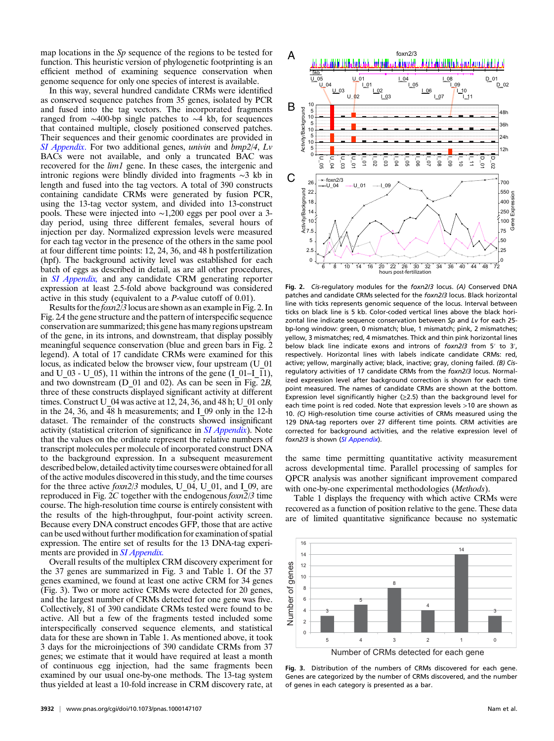map locations in the *Sp* sequence of the regions to be tested for function. This heuristic version of phylogenetic footprinting is an efficient method of examining sequence conservation when genome sequence for only one species of interest is available.

In this way, several hundred candidate CRMs were identified as conserved sequence patches from 35 genes, isolated by PCR and fused into the tag vectors. The incorporated fragments ranged from ∼400-bp single patches to ∼4 kb, for sequences that contained multiple, closely positioned conserved patches. Their sequences and their genomic coordinates are provided in *SI Appendix*. For two additional genes, *univin* and *bmp2/4*, *Lv* BACs were not available, and only a truncated BAC was recovered for the *lim1* gene. In these cases, the intergenic and intronic regions were blindly divided into fragments ∼3 kb in length and fused into the tag vectors. A total of 390 constructs containing candidate CRMs were generated by fusion PCR, using the 13-tag vector system, and divided into 13-construct pools. These were injected into ∼1,200 eggs per pool over a 3-day period, using three different females, several hours of injection per day. Normalized expression levels were measured for each tag vector in the presence of the others in the same pool at four different time points: 12, 24, 36, and 48 h postfertilization (hpf). The background activity level was established for each batch of eggs as described in detail, as are all other procedures, in *SI Appendix*, and any candidate CRM generating reporter expression at least 2.5-fold above background was considered active in this study (equivalent to a *P*-value cutoff of 0.01).

Results for the *foxn2/3* locus are shown as an example in Fig. 2. In Fig. 2*A* the gene structure and the pattern of interspecific sequence conservation are summarized; this gene has many regions upstream of the gene, in its introns, and downstream, that display possibly meaningful sequence conservation (blue and green bars in Fig. 2 legend). A total of 17 candidate CRMs were examined for this locus, as indicated below the browser view, four upstream (U_01 and U_03 - U_05), 11 within the introns of the gene (I_01–I_11), and two downstream (D_01 and 02). As can be seen in Fig. 2*B*, three of these constructs displayed significant activity at different times. Construct U_04 was active at 12, 24, 36, and 48 h; U_01 only in the 24, 36, and 48 h measurements; and I_09 only in the 12-h dataset. The remainder of the constructs showed insignificant activity (statistical criterion of significance in *SI Appendix*). Note that the values on the ordinate represent the relative numbers of transcript molecules per molecule of incorporated construct DNA to the background expression. In a subsequent measurement described below, detailed activity time courses were obtained for all of the active modules discovered in this study, and the time courses for the three active *foxn2/3* modules, U_04, U_01, and I_09, are reproduced in Fig. 2*C* together with the endogenous *foxn2/3* time course. The high-resolution time course is entirely consistent with the results of the high-throughput, four-point activity screen. Because every DNA construct encodes GFP, those that are active can be used without further modification for examination of spatial expression. The entire set of results for the 13 DNA-tag experiments are provided in *SI Appendix.*

Overall results of the multiplex CRM discovery experiment for the 37 genes are summarized in Fig. 3 and Table 1. Of the 37 genes examined, we found at least one active CRM for 34 genes (Fig. 3). Two or more active CRMs were detected for 20 genes, and the largest number of CRMs detected for one gene was five. Collectively, 81 of 390 candidate CRMs tested were found to be active. All but a few of the fragments tested included some interspecifically conserved sequence elements, and statistical data for these are shown in Table 1. As mentioned above, it took 3 days for the microinjections of 390 candidate CRMs from 37 genes; we estimate that it would have required at least a month of continuous egg injection, had the same fragments been examined by our usual one-by-one methods. The 13-tag system thus yielded at least a 10-fold increase in CRM discovery rate, at the same time permitting quantitative activity measurement across developmental time. Parallel processing of samples for QPCR analysis was another significant improvement compared with one-by-one experimental methodologies (*Methods*).

Table 1 displays the frequency with which active CRMs were recovered as a function of position relative to the gene. These data are of limited quantitative significance because no systematic

**Fig. 2.** *Cis*-regulatory modules for the *foxn2/3* locus. *(A)* Conserved DNA patches and candidate CRMs selected for the *foxn2/3* locus. Black horizontal line with ticks represents genomic sequence of the locus. Interval between ticks on black line is 5 kb. Color-coded vertical lines above the black horizontal line indicate sequence conservation between *Sp* and *Lv* for each 25-bp-long window: green, 0 mismatch; blue, 1 mismatch; pink, 2 mismatches; yellow, 3 mismatches; red, 4 mismatches. Thick and thin pink horizontal lines below black line indicate exons and introns of *foxn2/3* from 5′ to 3′, respectively. Horizontal lines with labels indicate candidate CRMs: red, active; yellow, marginally active; black, inactive; gray, cloning failed. *(B) Cis*-regulatory activities of 17 candidate CRMs from the *foxn2/3* locus. Normalized expression level after background correction is shown for each time point measured. The names of candidate CRMs are shown at the bottom. Expression level significantly higher (≥2.5) than the background level for each time point is red coded. Note that expression levels >10 are shown as 10. *(C)* High-resolution time course activities of CRMs measured using the 129 DNA-tag reporters over 27 different time points. CRM activities are corrected for background activities, and the relative expression level of *foxn2/3* is shown (*SI Appendix*).

**Fig. 3.** Distribution of the numbers of CRMs discovered for each gene. Genes are categorized by the number of CRMs discovered, and the number of genes in each category is presented as a bar.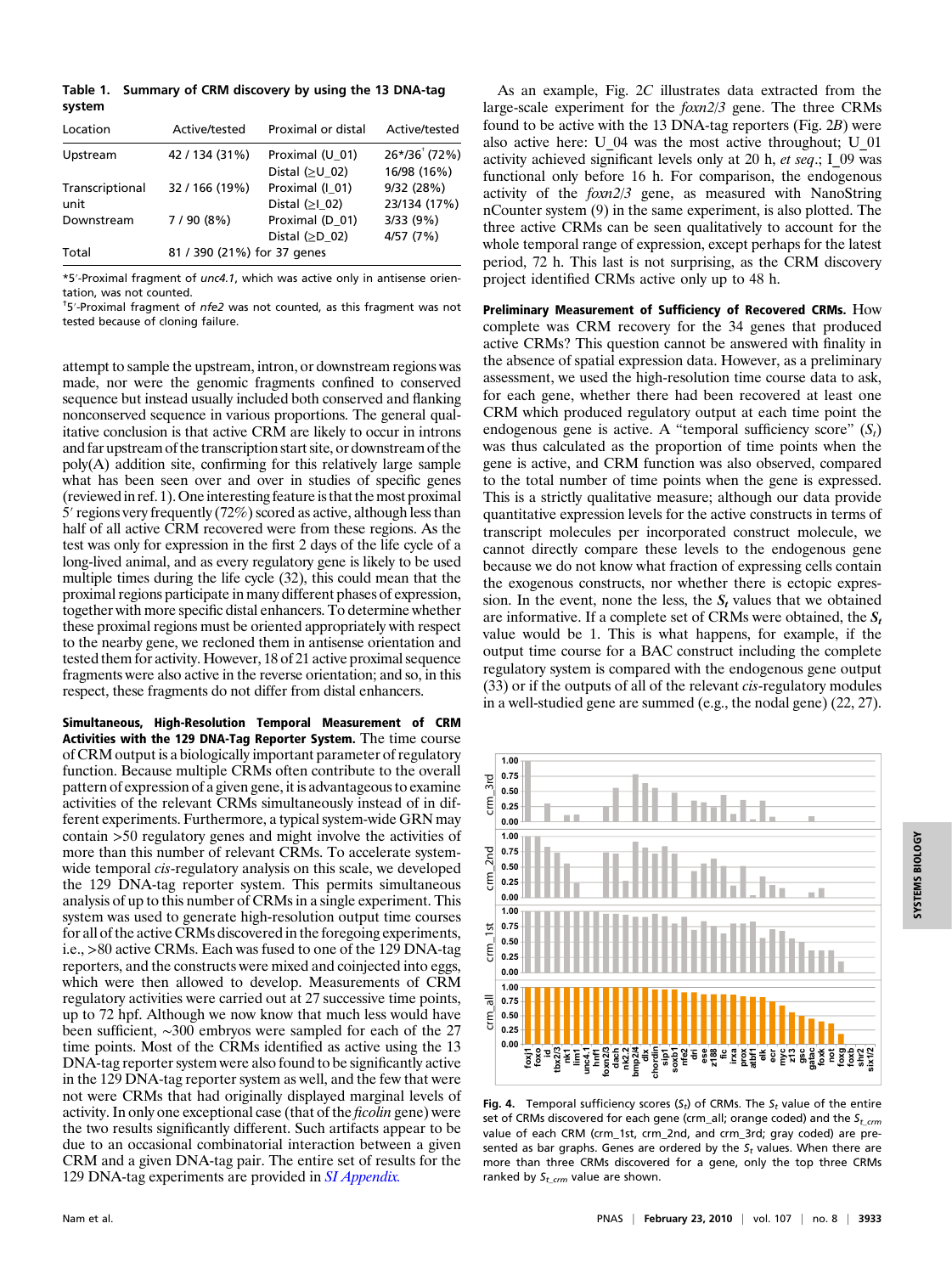**Table 1. Summary of CRM discovery by using the 13 DNA-tag system**

| Location | Active/tested | Proximal or distal | Active/tested |
|---|---|---|---|
| Upstream | 42 / 134 (31%) | Proximal (U_01) | 26*/36[†] (72%) |
| | | Distal (≥U_02) | 16/98 (16%) |
| Transcriptional unit | 32 / 166 (19%) | Proximal (I_01) | 9/32 (28%) |
| | | Distal (≥I_02) | 23/134 (17%) |
| Downstream | 7 / 90 (8%) | Proximal (D_01) | 3/33 (9%) |
| | | Distal (≥D_02) | 4/57 (7%) |
| Total | 81 / 390 (21%) for 37 genes | | |

*5′-Proximal fragment of *unc4.1*, which was active only in antisense orientation, was not counted.
[†]5′-Proximal fragment of *nfe2* was not counted, as this fragment was not tested because of cloning failure.

attempt to sample the upstream, intron, or downstream regions was made, nor were the genomic fragments confined to conserved sequence but instead usually included both conserved and flanking nonconserved sequence in various proportions. The general qualitative conclusion is that active CRM are likely to occur in introns and far upstream of the transcription start site, or downstream of the poly(A) addition site, confirming for this relatively large sample what has been seen over and over in studies of specific genes (reviewed in ref. 1). One interesting feature is that the most proximal 5′ regions very frequently (72%) scored as active, although less than half of all active CRM recovered were from these regions. As the test was only for expression in the first 2 days of the life cycle of a long-lived animal, and as every regulatory gene is likely to be used multiple times during the life cycle (32), this could mean that the proximal regions participate in many different phases of expression, together with more specific distal enhancers. To determine whether these proximal regions must be oriented appropriately with respect to the nearby gene, we recloned them in antisense orientation and tested them for activity. However, 18 of 21 active proximal sequence fragments were also active in the reverse orientation; and so, in this respect, these fragments do not differ from distal enhancers.

**Simultaneous, High-Resolution Temporal Measurement of CRM Activities with the 129 DNA-Tag Reporter System.** The time course of CRM output is a biologically important parameter of regulatory function. Because multiple CRMs often contribute to the overall pattern of expression of a given gene, it is advantageous to examine activities of the relevant CRMs simultaneously instead of in different experiments. Furthermore, a typical system-wide GRN may contain >50 regulatory genes and might involve the activities of more than this number of relevant CRMs. To accelerate system-wide temporal *cis*-regulatory analysis on this scale, we developed the 129 DNA-tag reporter system. This permits simultaneous analysis of up to this number of CRMs in a single experiment. This system was used to generate high-resolution output time courses for all of the active CRMs discovered in the foregoing experiments, i.e., >80 active CRMs. Each was fused to one of the 129 DNA-tag reporters, and the constructs were mixed and coinjected into eggs, which were then allowed to develop. Measurements of CRM regulatory activities were carried out at 27 successive time points, up to 72 hpf. Although we now know that much less would have been sufficient, ~300 embryos were sampled for each of the 27 time points. Most of the CRMs identified as active using the 13 DNA-tag reporter system were also found to be significantly active in the 129 DNA-tag reporter system as well, and the few that were not were CRMs that had originally displayed marginal levels of activity. In only one exceptional case (that of the *ficolin* gene) were the two results significantly different. Such artifacts appear to be due to an occasional combinatorial interaction between a given CRM and a given DNA-tag pair. The entire set of results for the 129 DNA-tag experiments are provided in *SI Appendix*.

As an example, Fig. 2*C* illustrates data extracted from the large-scale experiment for the *foxn2/3* gene. The three CRMs found to be active with the 13 DNA-tag reporters (Fig. 2*B*) were also active here: U_04 was the most active throughout; U_01 activity achieved significant levels only at 20 h, *et seq*.; I_09 was functional only before 16 h. For comparison, the endogenous activity of the *foxn2/3* gene, as measured with NanoString nCounter system (9) in the same experiment, is also plotted. The three active CRMs can be seen qualitatively to account for the whole temporal range of expression, except perhaps for the latest period, 72 h. This last is not surprising, as the CRM discovery project identified CRMs active only up to 48 h.

**Preliminary Measurement of Sufficiency of Recovered CRMs.** How complete was CRM recovery for the 34 genes that produced active CRMs? This question cannot be answered with finality in the absence of spatial expression data. However, as a preliminary assessment, we used the high-resolution time course data to ask, for each gene, whether there had been recovered at least one CRM which produced regulatory output at each time point the endogenous gene is active. A "temporal sufficiency score" ($S_t$) was thus calculated as the proportion of time points when the gene is active, and CRM function was also observed, compared to the total number of time points when the gene is expressed. This is a strictly qualitative measure; although our data provide quantitative expression levels for the active constructs in terms of transcript molecules per incorporated construct molecule, we cannot directly compare these levels to the endogenous gene because we do not know what fraction of expressing cells contain the exogenous constructs, nor whether there is ectopic expression. In the event, none the less, the $S_t$ values that we obtained are informative. If a complete set of CRMs were obtained, the $S_t$ value would be 1. This is what happens, for example, if the output time course for a BAC construct including the complete regulatory system is compared with the endogenous gene output (33) or if the outputs of all of the relevant *cis*-regulatory modules in a well-studied gene are summed (e.g., the nodal gene) (22, 27).

Fig. 4. Temporal sufficiency scores ($S_t$) of CRMs. The $S_t$ value of the entire set of CRMs discovered for each gene (crm_all; orange coded) and the $S_{t\_crm}$ value of each CRM (crm_1st, crm_2nd, and crm_3rd; gray coded) are presented as bar graphs. Genes are ordered by the $S_t$ values. When there are more than three CRMs discovered for a gene, only the top three CRMs ranked by $S_{t\_crm}$ value are shown.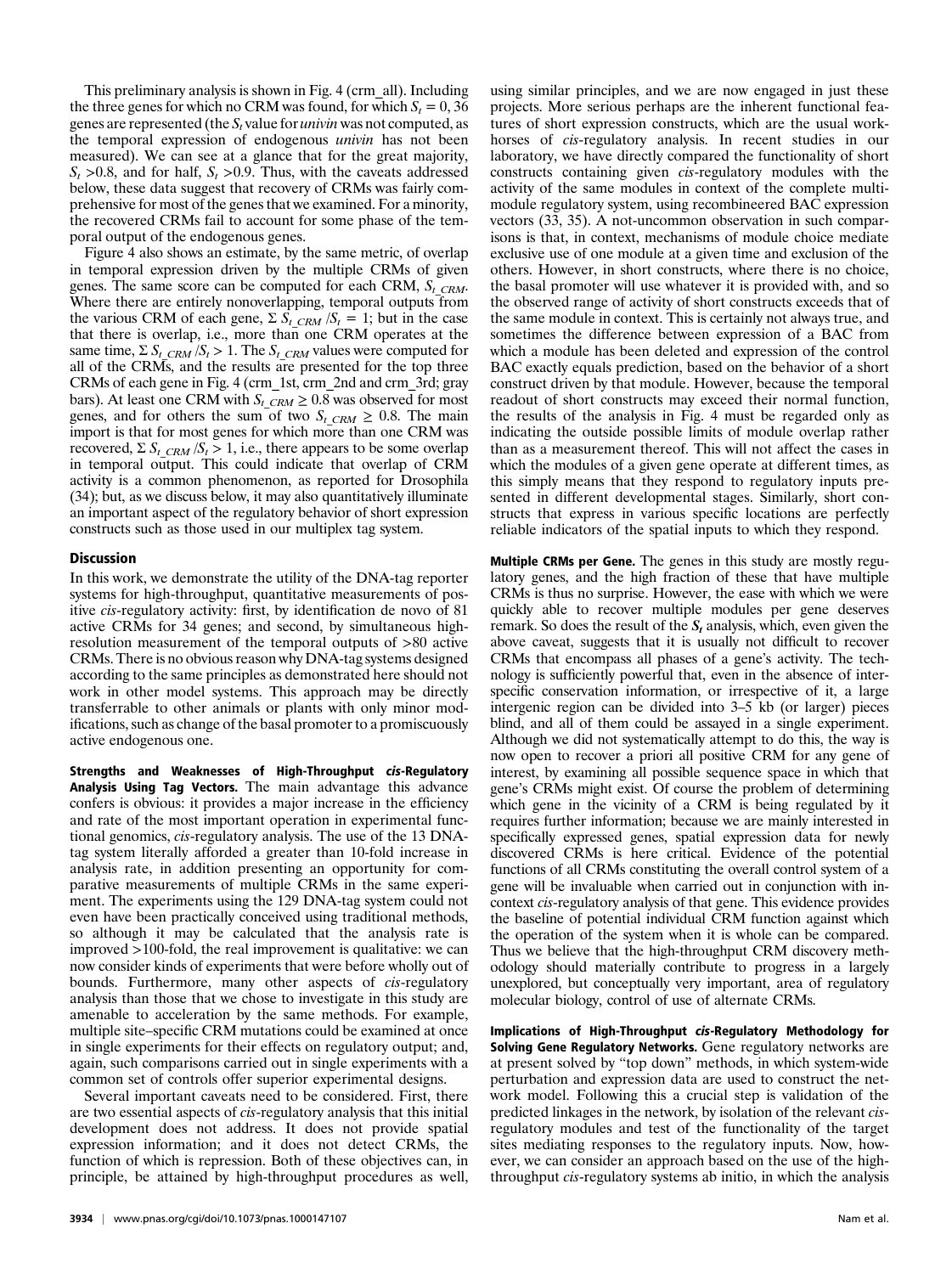This preliminary analysis is shown in Fig. 4 (crm_all). Including the three genes for which no CRM was found, for which $S_t = 0$, 36 genes are represented (the $S_t$ value for *univin* was not computed, as the temporal expression of endogenous *univin* has not been measured). We can see at a glance that for the great majority, $S_t > 0.8$, and for half, $S_t > 0.9$. Thus, with the caveats addressed below, these data suggest that recovery of CRMs was fairly comprehensive for most of the genes that we examined. For a minority, the recovered CRMs fail to account for some phase of the temporal output of the endogenous genes.

Figure 4 also shows an estimate, by the same metric, of overlap in temporal expression driven by the multiple CRMs of given genes. The same score can be computed for each CRM, $S_{t\_CRM}$. Where there are entirely nonoverlapping, temporal outputs from the various CRM of each gene, $\Sigma S_{t\_CRM} / S_t = 1$; but in the case that there is overlap, i.e., more than one CRM operates at the same time, $\Sigma S_{t\_CRM} / S_t > 1$. The $S_{t\_CRM}$ values were computed for all of the CRMs, and the results are presented for the top three CRMs of each gene in Fig. 4 (crm_1st, crm_2nd and crm_3rd; gray bars). At least one CRM with $S_{t\_CRM} \geq 0.8$ was observed for most genes, and for others the sum of two $S_{t\_CRM} \geq 0.8$. The main import is that for most genes for which more than one CRM was recovered, $\Sigma S_{t\_CRM} / S_t > 1$, i.e., there appears to be some overlap in temporal output. This could indicate that overlap of CRM activity is a common phenomenon, as reported for Drosophila (34); but, as we discuss below, it may also quantitatively illuminate an important aspect of the regulatory behavior of short expression constructs such as those used in our multiplex tag system.

## Discussion

In this work, we demonstrate the utility of the DNA-tag reporter systems for high-throughput, quantitative measurements of positive *cis*-regulatory activity: first, by identification de novo of 81 active CRMs for 34 genes; and second, by simultaneous high-resolution measurement of the temporal outputs of >80 active CRMs. There is no obvious reason why DNA-tag systems designed according to the same principles as demonstrated here should not work in other model systems. This approach may be directly transferrable to other animals or plants with only minor modifications, such as change of the basal promoter to a promiscuously active endogenous one.

**Strengths and Weaknesses of High-Throughput *cis*-Regulatory Analysis Using Tag Vectors.** The main advantage this advance confers is obvious: it provides a major increase in the efficiency and rate of the most important operation in experimental functional genomics, *cis*-regulatory analysis. The use of the 13 DNA-tag system literally afforded a greater than 10-fold increase in analysis rate, in addition presenting an opportunity for comparative measurements of multiple CRMs in the same experiment. The experiments using the 129 DNA-tag system could not even have been practically conceived using traditional methods, so although it may be calculated that the analysis rate is improved >100-fold, the real improvement is qualitative: we can now consider kinds of experiments that were before wholly out of bounds. Furthermore, many other aspects of *cis*-regulatory analysis than those that we chose to investigate in this study are amenable to acceleration by the same methods. For example, multiple site–specific CRM mutations could be examined at once in single experiments for their effects on regulatory output; and, again, such comparisons carried out in single experiments with a common set of controls offer superior experimental designs.

Several important caveats need to be considered. First, there are two essential aspects of *cis*-regulatory analysis that this initial development does not address. It does not provide spatial expression information; and it does not detect CRMs, the function of which is repression. Both of these objectives can, in principle, be attained by high-throughput procedures as well, using similar principles, and we are now engaged in just these projects. More serious perhaps are the inherent functional features of short expression constructs, which are the usual workhorses of *cis*-regulatory analysis. In recent studies in our laboratory, we have directly compared the functionality of short constructs containing given *cis*-regulatory modules with the activity of the same modules in context of the complete multimodule regulatory system, using recombineered BAC expression vectors (33, 35). A not-uncommon observation in such comparisons is that, in context, mechanisms of module choice mediate exclusive use of one module at a given time and exclusion of the others. However, in short constructs, where there is no choice, the basal promoter will use whatever it is provided with, and so the observed range of activity of short constructs exceeds that of the same module in context. This is certainly not always true, and sometimes the difference between expression of a BAC from which a module has been deleted and expression of the control BAC exactly equals prediction, based on the behavior of a short construct driven by that module. However, because the temporal readout of short constructs may exceed their normal function, the results of the analysis in Fig. 4 must be regarded only as indicating the outside possible limits of module overlap rather than as a measurement thereof. This will not affect the cases in which the modules of a given gene operate at different times, as this simply means that they respond to regulatory inputs presented in different developmental stages. Similarly, short constructs that express in various specific locations are perfectly reliable indicators of the spatial inputs to which they respond.

**Multiple CRMs per Gene.** The genes in this study are mostly regulatory genes, and the high fraction of these that have multiple CRMs is thus no surprise. However, the ease with which we were quickly able to recover multiple modules per gene deserves remark. So does the result of the $S_t$ analysis, which, even given the above caveat, suggests that it is usually not difficult to recover CRMs that encompass all phases of a gene's activity. The technology is sufficiently powerful that, even in the absence of interspecific conservation information, or irrespective of it, a large intergenic region can be divided into 3–5 kb (or larger) pieces blind, and all of them could be assayed in a single experiment. Although we did not systematically attempt to do this, the way is now open to recover a priori all positive CRM for any gene of interest, by examining all possible sequence space in which that gene's CRMs might exist. Of course the problem of determining which gene in the vicinity of a CRM is being regulated by it requires further information; because we are mainly interested in specifically expressed genes, spatial expression data for newly discovered CRMs is here critical. Evidence of the potential functions of all CRMs constituting the overall control system of a gene will be invaluable when carried out in conjunction with in-context *cis*-regulatory analysis of that gene. This evidence provides the baseline of potential individual CRM function against which the operation of the system when it is whole can be compared. Thus we believe that the high-throughput CRM discovery methodology should materially contribute to progress in a largely unexplored, but conceptually very important, area of regulatory molecular biology, control of use of alternate CRMs.

**Implications of High-Throughput *cis*-Regulatory Methodology for Solving Gene Regulatory Networks.** Gene regulatory networks are at present solved by "top down" methods, in which system-wide perturbation and expression data are used to construct the network model. Following this a crucial step is validation of the predicted linkages in the network, by isolation of the relevant *cis*-regulatory modules and test of the functionality of the target sites mediating responses to the regulatory inputs. Now, however, we can consider an approach based on the use of the high-throughput *cis*-regulatory systems ab initio, in which the analysis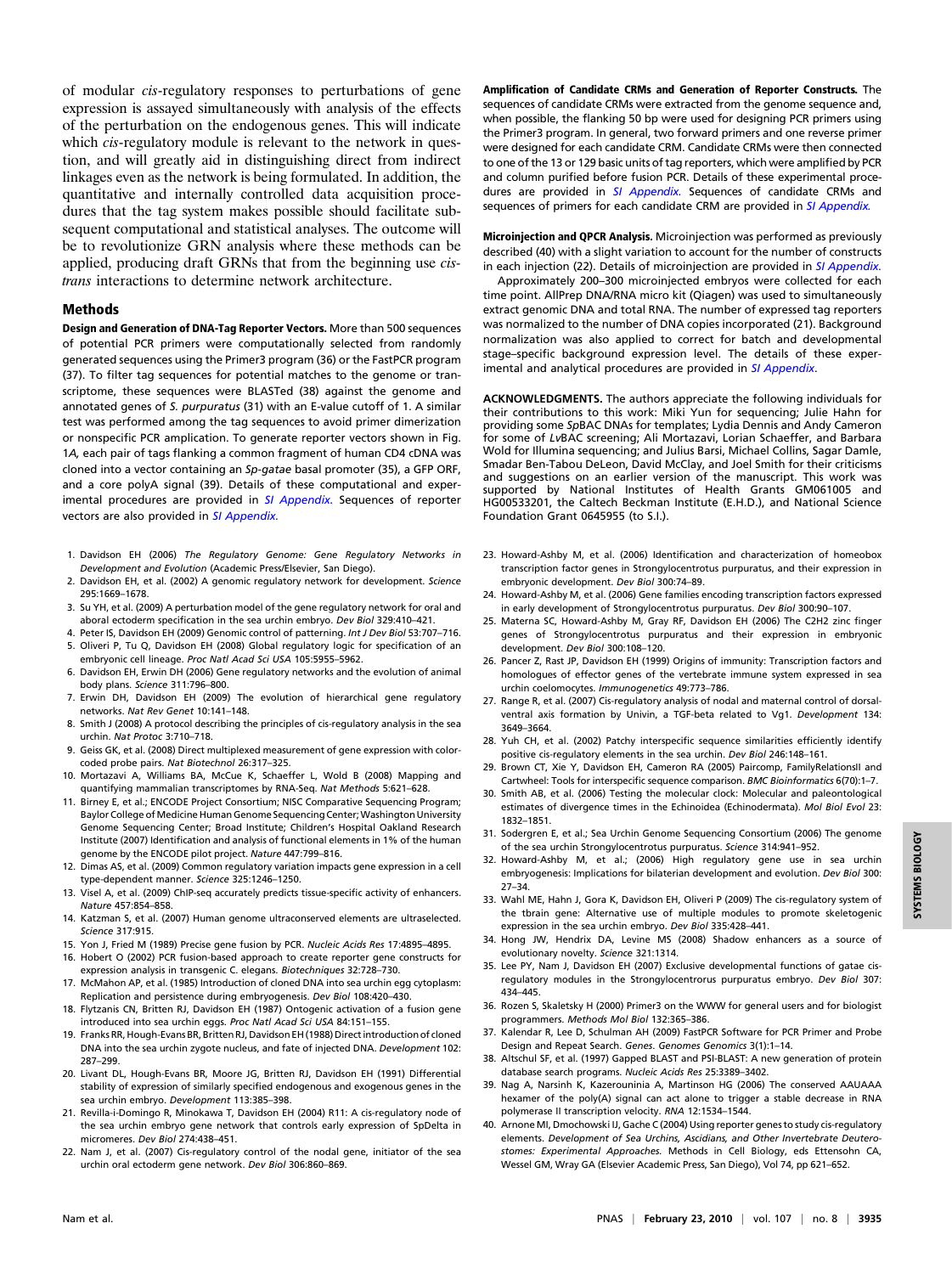of modular *cis*-regulatory responses to perturbations of gene expression is assayed simultaneously with analysis of the effects of the perturbation on the endogenous genes. This will indicate which *cis*-regulatory module is relevant to the network in question, and will greatly aid in distinguishing direct from indirect linkages even as the network is being formulated. In addition, the quantitative and internally controlled data acquisition procedures that the tag system makes possible should facilitate subsequent computational and statistical analyses. The outcome will be to revolutionize GRN analysis where these methods can be applied, producing draft GRNs that from the beginning use *cis*-*trans* interactions to determine network architecture.

## Methods

**Design and Generation of DNA-Tag Reporter Vectors.** More than 500 sequences of potential PCR primers were computationally selected from randomly generated sequences using the Primer3 program (36) or the FastPCR program (37). To filter tag sequences for potential matches to the genome or transcriptome, these sequences were BLASTed (38) against the genome and annotated genes of *S. purpuratus* (31) with an E-value cutoff of 1. A similar test was performed among the tag sequences to avoid primer dimerization or nonspecific PCR amplification. To generate reporter vectors shown in Fig. 1*A*, each pair of tags flanking a common fragment of human CD4 cDNA was cloned into a vector containing an *Sp-gatae* basal promoter (35), a GFP ORF, and a core polyA signal (39). Details of these computational and experimental procedures are provided in *SI Appendix.* Sequences of reporter vectors are also provided in *SI Appendix.*

**Amplification of Candidate CRMs and Generation of Reporter Constructs.** The sequences of candidate CRMs were extracted from the genome sequence and, when possible, the flanking 50 bp were used for designing PCR primers using the Primer3 program. In general, two forward primers and one reverse primer were designed for each candidate CRM. Candidate CRMs were then connected to one of the 13 or 129 basic units of tag reporters, which were amplified by PCR and column purified before fusion PCR. Details of these experimental procedures are provided in *SI Appendix.* Sequences of candidate CRMs and sequences of primers for each candidate CRM are provided in *SI Appendix.*

**Microinjection and QPCR Analysis.** Microinjection was performed as previously described (40) with a slight variation to account for the number of constructs in each injection (22). Details of microinjection are provided in *SI Appendix.*

Approximately 200–300 microinjected embryos were collected for each time point. AllPrep DNA/RNA micro kit (Qiagen) was used to simultaneously extract genomic DNA and total RNA. The number of expressed tag reporters was normalized to the number of DNA copies incorporated (21). Background normalization was also applied to correct for batch and developmental stage–specific background expression level. The details of these experimental and analytical procedures are provided in *SI Appendix*.

**ACKNOWLEDGMENTS.** The authors appreciate the following individuals for their contributions to this work: Miki Yun for sequencing; Julie Hahn for providing some *Sp*BAC DNAs for templates; Lydia Dennis and Andy Cameron for some of *Lv*BAC screening; Ali Mortazavi, Lorian Schaeffer, and Barbara Wold for Illumina sequencing; and Julius Barsi, Michael Collins, Sagar Damle, Smadar Ben-Tabou DeLeon, David McClay, and Joel Smith for their criticisms and suggestions on an earlier version of the manuscript. This work was supported by National Institutes of Health Grants GM061005 and HG00533201, the Caltech Beckman Institute (E.H.D.), and National Science Foundation Grant 0645955 (to S.I.).

1. Davidson EH (2006) *The Regulatory Genome: Gene Regulatory Networks in Development and Evolution* (Academic Press/Elsevier, San Diego).
2. Davidson EH, et al. (2002) A genomic regulatory network for development. *Science* 295:1669–1678.
3. Su YH, et al. (2009) A perturbation model of the gene regulatory network for oral and aboral ectoderm specification in the sea urchin embryo. *Dev Biol* 329:410–421.
4. Peter IS, Davidson EH (2009) Genomic control of patterning. *Int J Dev Biol* 53:707–716.
5. Oliveri P, Tu Q, Davidson EH (2008) Global regulatory logic for specification of an embryonic cell lineage. *Proc Natl Acad Sci USA* 105:5955–5962.
6. Davidson EH, Erwin DH (2006) Gene regulatory networks and the evolution of animal body plans. *Science* 311:796–800.
7. Erwin DH, Davidson EH (2009) The evolution of hierarchical gene regulatory networks. *Nat Rev Genet* 10:141–148.
8. Smith J (2008) A protocol describing the principles of cis-regulatory analysis in the sea urchin. *Nat Protoc* 3:710–718.
9. Geiss GK, et al. (2008) Direct multiplexed measurement of gene expression with color-coded probe pairs. *Nat Biotechnol* 26:317–325.
10. Mortazavi A, Williams BA, McCue K, Schaeffer L, Wold B (2008) Mapping and quantifying mammalian transcriptomes by RNA-Seq. *Nat Methods* 5:621–628.
11. Birney E, et al.; ENCODE Project Consortium; NISC Comparative Sequencing Program; Baylor College of Medicine Human Genome Sequencing Center; Washington University Genome Sequencing Center; Broad Institute; Children's Hospital Oakland Research Institute (2007) Identification and analysis of functional elements in 1% of the human genome by the ENCODE pilot project. *Nature* 447:799–816.
12. Dimas AS, et al. (2009) Common regulatory variation impacts gene expression in a cell type-dependent manner. *Science* 325:1246–1250.
13. Visel A, et al. (2009) ChIP-seq accurately predicts tissue-specific activity of enhancers. *Nature* 457:854–858.
14. Katzman S, et al. (2007) Human genome ultraconserved elements are ultraselected. *Science* 317:915.
15. Yon J, Fried M (1989) Precise gene fusion by PCR. *Nucleic Acids Res* 17:4895–4895.
16. Hobert O (2002) PCR fusion-based approach to create reporter gene constructs for expression analysis in transgenic C. elegans. *Biotechniques* 32:728–730.
17. McMahon AP, et al. (1985) Introduction of cloned DNA into sea urchin egg cytoplasm: Replication and persistence during embryogenesis. *Dev Biol* 108:420–430.
18. Flytzanis CN, Britten RJ, Davidson EH (1987) Ontogenic activation of a fusion gene introduced into sea urchin eggs. *Proc Natl Acad Sci USA* 84:151–155.
19. Franks RR, Hough-Evans BR, Britten RJ, Davidson EH (1988) Direct introduction of cloned DNA into the sea urchin zygote nucleus, and fate of injected DNA. *Development* 102: 287–299.
20. Livant DL, Hough-Evans BR, Moore JG, Britten RJ, Davidson EH (1991) Differential stability of expression of similarly specified endogenous and exogenous genes in the sea urchin embryo. *Development* 113:385–398.
21. Revilla-i-Domingo R, Minokawa T, Davidson EH (2004) R11: A cis-regulatory node of the sea urchin embryo gene network that controls early expression of SpDelta in micromeres. *Dev Biol* 274:438–451.
22. Nam J, et al. (2007) Cis-regulatory control of the nodal gene, initiator of the sea urchin oral ectoderm gene network. *Dev Biol* 306:860–869.
23. Howard-Ashby M, et al. (2006) Identification and characterization of homeobox transcription factor genes in Strongylocentrotus purpuratus, and their expression in embryonic development. *Dev Biol* 300:74–89.
24. Howard-Ashby M, et al. (2006) Gene families encoding transcription factors expressed in early development of Strongylocentrotus purpuratus. *Dev Biol* 300:90–107.
25. Materna SC, Howard-Ashby M, Gray RF, Davidson EH (2006) The C2H2 zinc finger genes of Strongylocentrotus purpuratus and their expression in embryonic development. *Dev Biol* 300:108–120.
26. Pancer Z, Rast JP, Davidson EH (1999) Origins of immunity: Transcription factors and homologues of effector genes of the vertebrate immune system expressed in sea urchin coelomocytes. *Immunogenetics* 49:773–786.
27. Range R, et al. (2007) Cis-regulatory analysis of nodal and maternal control of dorsal-ventral axis formation by Univin, a TGF-beta related to Vg1. *Development* 134: 3649–3664.
28. Yuh CH, et al. (2002) Patchy interspecific sequence similarities efficiently identify positive cis-regulatory elements in the sea urchin. *Dev Biol* 246:148–161.
29. Brown CT, Xie Y, Davidson EH, Cameron RA (2005) Paircomp, FamilyRelationsII and Cartwheel: Tools for interspecific sequence comparison. *BMC Bioinformatics* 6(70):1–7.
30. Smith AB, et al. (2006) Testing the molecular clock: Molecular and paleontological estimates of divergence times in the Echinoidea (Echinodermata). *Mol Biol Evol* 23: 1832–1851.
31. Sodergren E, et al.; Sea Urchin Genome Sequencing Consortium (2006) The genome of the sea urchin Strongylocentrotus purpuratus. *Science* 314:941–952.
32. Howard-Ashby M, et al.; (2006) High regulatory gene use in sea urchin embryogenesis: Implications for bilaterian development and evolution. *Dev Biol* 300: 27–34.
33. Wahl ME, Hahn J, Gora K, Davidson EH, Oliveri P (2009) The cis-regulatory system of the tbrain gene: Alternative use of multiple modules to promote skeletogenic expression in the sea urchin embryo. *Dev Biol* 335:428–441.
34. Hong JW, Hendrix DA, Levine MS (2008) Shadow enhancers as a source of evolutionary novelty. *Science* 321:1314.
35. Lee PY, Nam J, Davidson EH (2007) Exclusive developmental functions of gatae cis-regulatory modules in the Strongylocentrorus purpuratus embryo. *Dev Biol* 307: 434–445.
36. Rozen S, Skaletsky H (2000) Primer3 on the WWW for general users and for biologist programmers. *Methods Mol Biol* 132:365–386.
37. Kalendar R, Lee D, Schulman AH (2009) FastPCR Software for PCR Primer and Probe Design and Repeat Search. *Genes. Genomes Genomics* 3(1):1–14.
38. Altschul SF, et al. (1997) Gapped BLAST and PSI-BLAST: A new generation of protein database search programs. *Nucleic Acids Res* 25:3389–3402.
39. Nag A, Narsinh K, Kazerouninia A, Martinson HG (2006) The conserved AAUAAA hexamer of the poly(A) signal can act alone to trigger a stable decrease in RNA polymerase II transcription velocity. *RNA* 12:1534–1544.
40. Arnone MI, Dmochowski IJ, Gache C (2004) Using reporter genes to study cis-regulatory elements. *Development of Sea Urchins, Ascidians, and Other Invertebrate Deuterostomes: Experimental Approaches.* Methods in Cell Biology, eds Ettensohn CA, Wessel GM, Wray GA (Elsevier Academic Press, San Diego), Vol 74, pp 621–652.